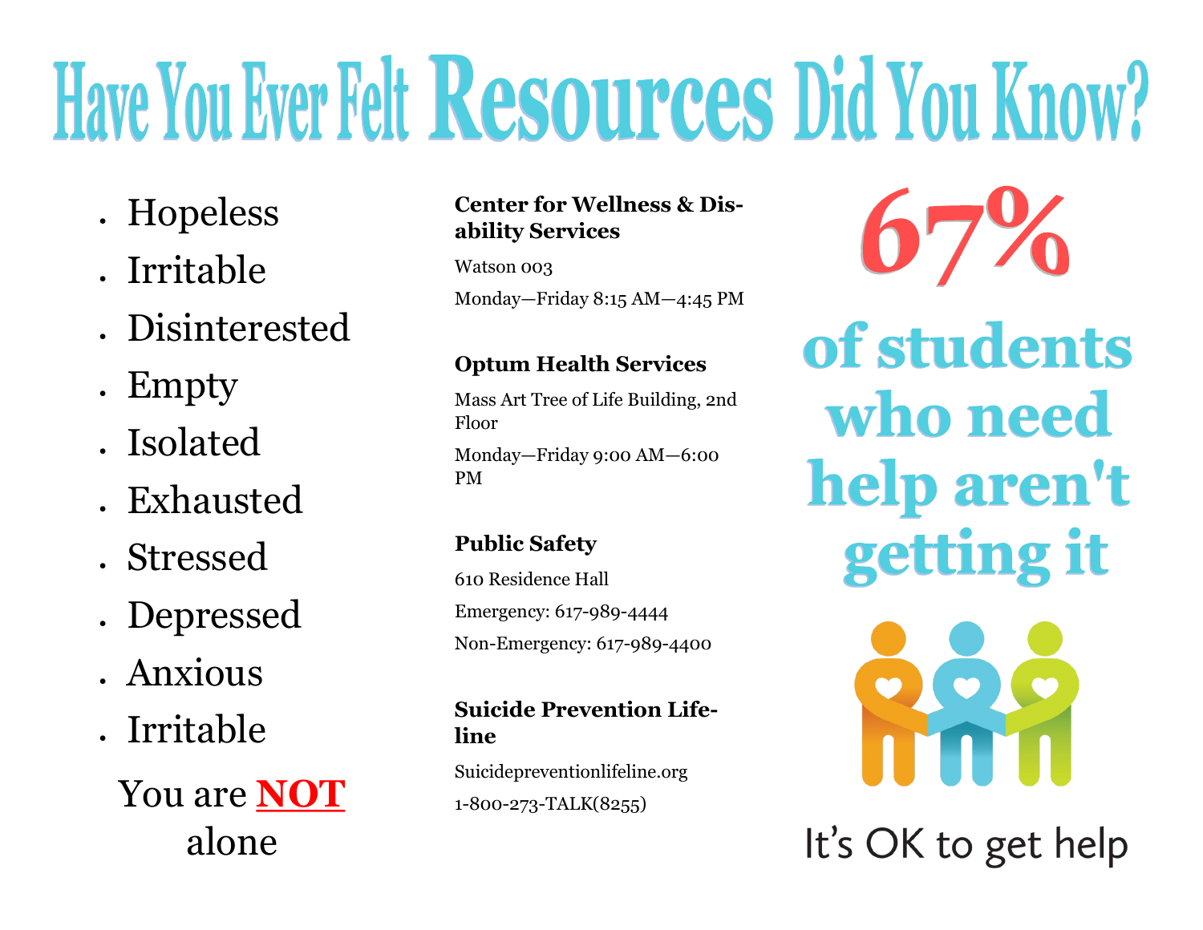# Have You Ever Felt

- Hopeless
- Irritable
- Disinterested
- Empty
- Isolated
- Exhausted
- Stressed
- Depressed
- Anxious
- Irritable

You are **NOT** alone

# Resources

**Center for Wellness & Disability Services**

Watson 003

Monday—Friday 8:15 AM—4:45 PM

**Optum Health Services**

Mass Art Tree of Life Building, 2nd Floor

Monday—Friday 9:00 AM—6:00 PM

**Public Safety**

610 Residence Hall

Emergency: 617-989-4444

Non-Emergency: 617-989-4400

**Suicide Prevention Lifeline**

Suicidepreventionlifeline.org

1-800-273-TALK(8255)

# Did You Know?

## 67%

## of students who need help aren't getting it

It's OK to get help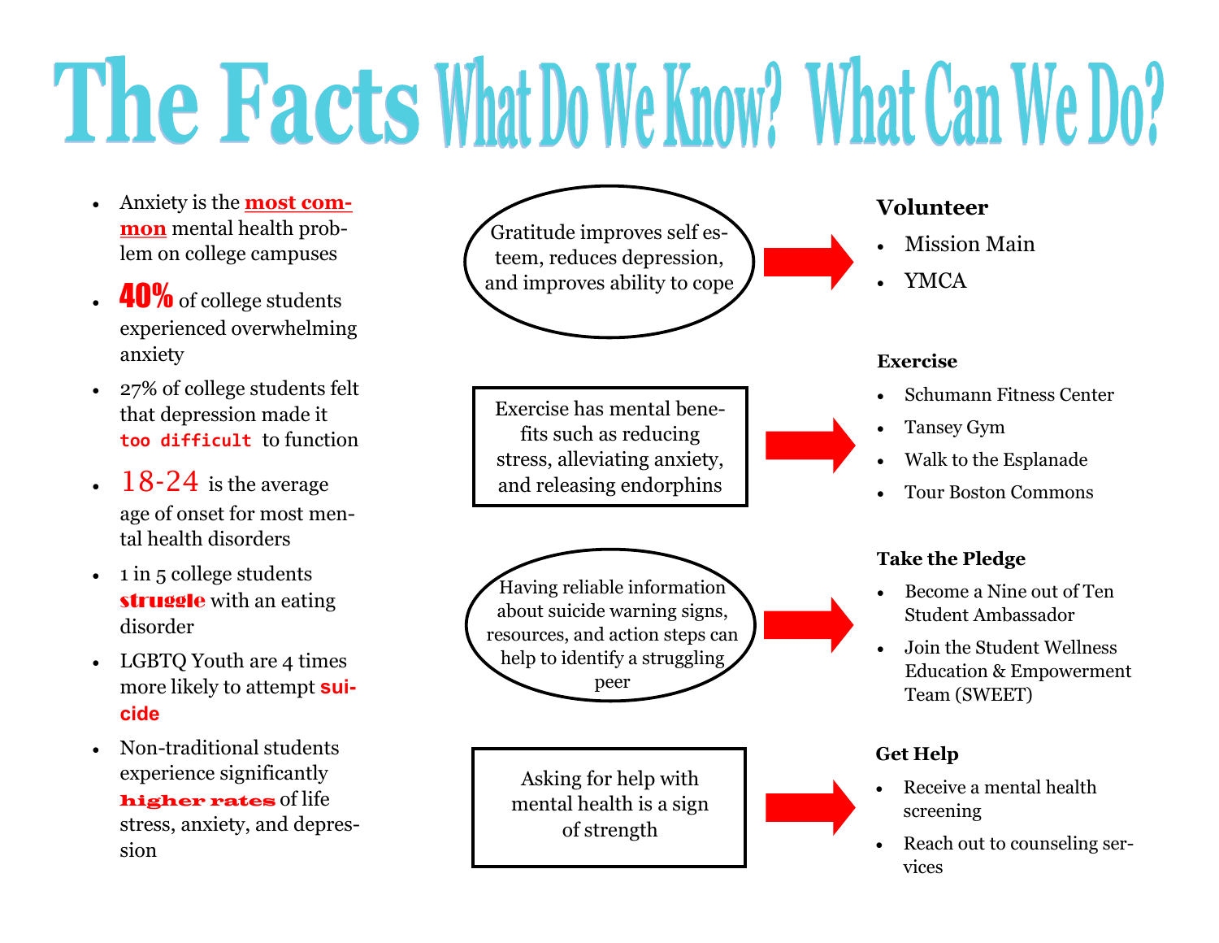# The Facts What Do We Know? What Can We Do?

- Anxiety is the **most common** mental health problem on college campuses
- **40%** of college students experienced overwhelming anxiety
- 27% of college students felt that depression made it **too difficult** to function
- 18-24 is the average age of onset for most mental health disorders
- 1 in 5 college students **struggle** with an eating disorder
- LGBTQ Youth are 4 times more likely to attempt **suicide**
- Non-traditional students experience significantly **higher rates** of life stress, anxiety, and depression

Gratitude improves self esteem, reduces depression, and improves ability to cope

**Volunteer**

- Mission Main
- YMCA

Exercise has mental benefits such as reducing stress, alleviating anxiety, and releasing endorphins

**Exercise**

- Schumann Fitness Center
- Tansey Gym
- Walk to the Esplanade
- Tour Boston Commons

Having reliable information about suicide warning signs, resources, and action steps can help to identify a struggling peer

**Take the Pledge**

- Become a Nine out of Ten Student Ambassador
- Join the Student Wellness Education & Empowerment Team (SWEET)

Asking for help with mental health is a sign of strength

**Get Help**

- Receive a mental health screening
- Reach out to counseling services